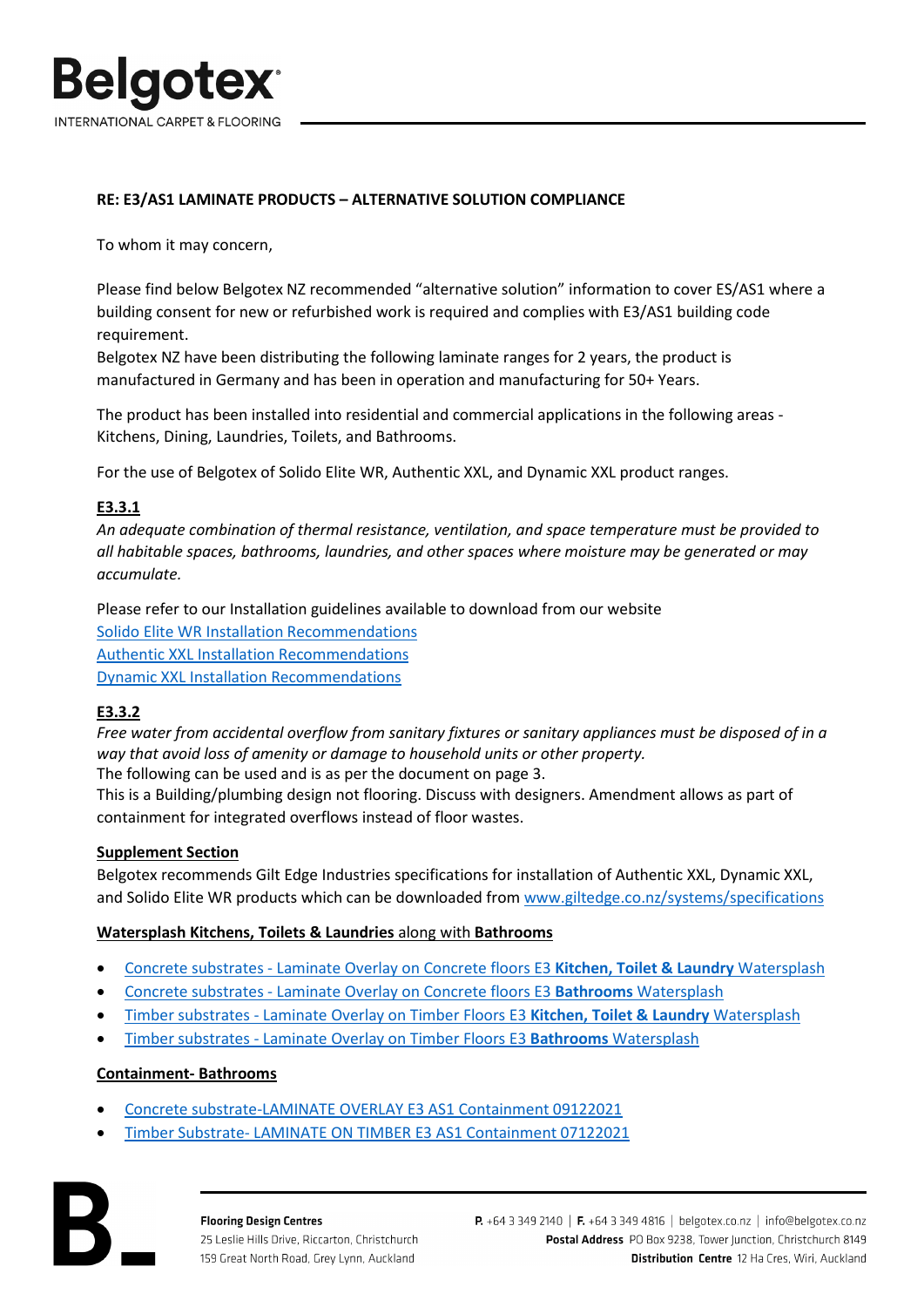**RE: E3/AS1 LAMINATE PRODUCTS – ALTERNATIVE SOLUTION COMPLIANCE**

To whom it may concern,

Please find below Belgotex NZ recommended "alternative solution" information to cover ES/AS1 where a building consent for new or refurbished work is required and complies with E3/AS1 building code requirement.
Belgotex NZ have been distributing the following laminate ranges for 2 years, the product is manufactured in Germany and has been in operation and manufacturing for 50+ Years.

The product has been installed into residential and commercial applications in the following areas - Kitchens, Dining, Laundries, Toilets, and Bathrooms.

For the use of Belgotex of Solido Elite WR, Authentic XXL, and Dynamic XXL product ranges.

**E3.3.1**

*An adequate combination of thermal resistance, ventilation, and space temperature must be provided to all habitable spaces, bathrooms, laundries, and other spaces where moisture may be generated or may accumulate.*

Please refer to our Installation guidelines available to download from our website
Solido Elite WR Installation Recommendations
Authentic XXL Installation Recommendations
Dynamic XXL Installation Recommendations

**E3.3.2**

*Free water from accidental overflow from sanitary fixtures or sanitary appliances must be disposed of in a way that avoid loss of amenity or damage to household units or other property.*
The following can be used and is as per the document on page 3.
This is a Building/plumbing design not flooring. Discuss with designers. Amendment allows as part of containment for integrated overflows instead of floor wastes.

**Supplement Section**

Belgotex recommends Gilt Edge Industries specifications for installation of Authentic XXL, Dynamic XXL, and Solido Elite WR products which can be downloaded from www.giltedge.co.nz/systems/specifications

**Watersplash Kitchens, Toilets & Laundries along with Bathrooms**

- Concrete substrates - Laminate Overlay on Concrete floors E3 **Kitchen, Toilet & Laundry** Watersplash
- Concrete substrates - Laminate Overlay on Concrete floors E3 **Bathrooms** Watersplash
- Timber substrates - Laminate Overlay on Timber Floors E3 **Kitchen, Toilet & Laundry** Watersplash
- Timber substrates - Laminate Overlay on Timber Floors E3 **Bathrooms** Watersplash

**Containment- Bathrooms**

- Concrete substrate-LAMINATE OVERLAY E3 AS1 Containment 09122021
- Timber Substrate- LAMINATE ON TIMBER E3 AS1 Containment 07122021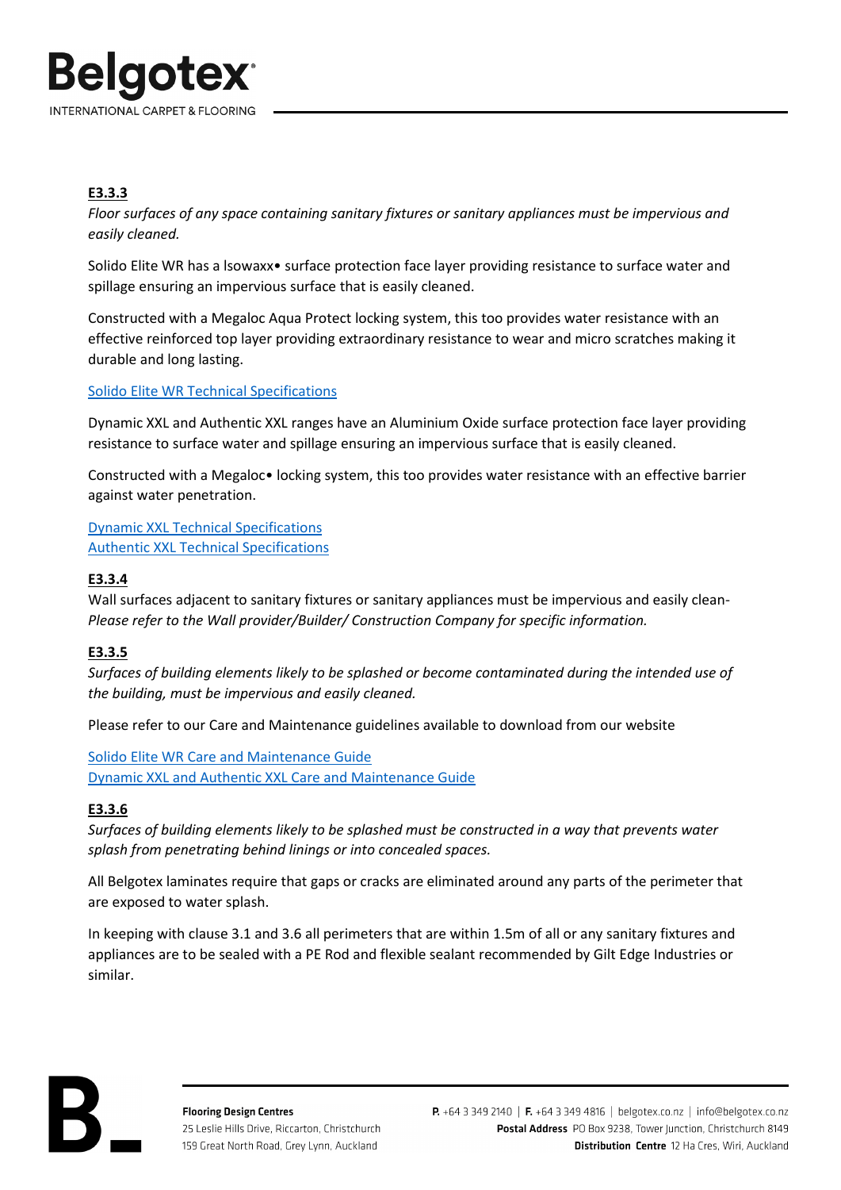**E3.3.3**

*Floor surfaces of any space containing sanitary fixtures or sanitary appliances must be impervious and easily cleaned.*

Solido Elite WR has a Isowaxx• surface protection face layer providing resistance to surface water and spillage ensuring an impervious surface that is easily cleaned.

Constructed with a Megaloc Aqua Protect locking system, this too provides water resistance with an effective reinforced top layer providing extraordinary resistance to wear and micro scratches making it durable and long lasting.

Solido Elite WR Technical Specifications

Dynamic XXL and Authentic XXL ranges have an Aluminium Oxide surface protection face layer providing resistance to surface water and spillage ensuring an impervious surface that is easily cleaned.

Constructed with a Megaloc• locking system, this too provides water resistance with an effective barrier against water penetration.

Dynamic XXL Technical Specifications
Authentic XXL Technical Specifications

**E3.3.4**

Wall surfaces adjacent to sanitary fixtures or sanitary appliances must be impervious and easily clean- *Please refer to the Wall provider/Builder/ Construction Company for specific information.*

**E3.3.5**

*Surfaces of building elements likely to be splashed or become contaminated during the intended use of the building, must be impervious and easily cleaned.*

Please refer to our Care and Maintenance guidelines available to download from our website

Solido Elite WR Care and Maintenance Guide
Dynamic XXL and Authentic XXL Care and Maintenance Guide

**E3.3.6**

*Surfaces of building elements likely to be splashed must be constructed in a way that prevents water splash from penetrating behind linings or into concealed spaces.*

All Belgotex laminates require that gaps or cracks are eliminated around any parts of the perimeter that are exposed to water splash.

In keeping with clause 3.1 and 3.6 all perimeters that are within 1.5m of all or any sanitary fixtures and appliances are to be sealed with a PE Rod and flexible sealant recommended by Gilt Edge Industries or similar.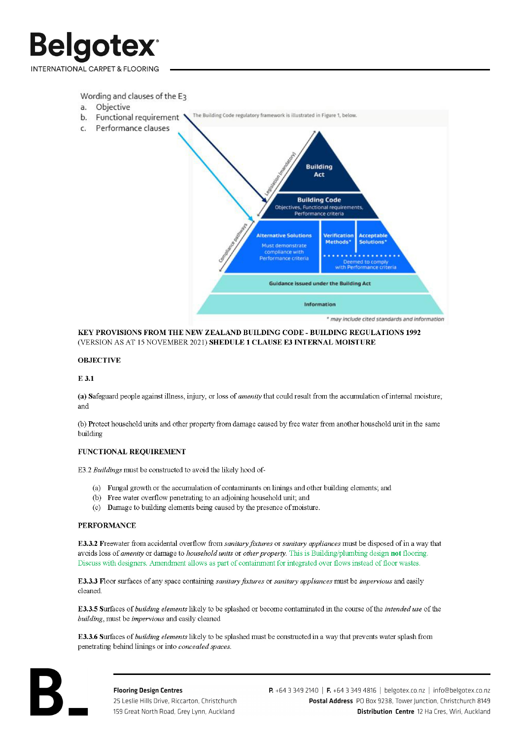Wording and clauses of the E3

a. Objective
b. Functional requirement
c. Performance clauses

The Building Code regulatory framework is illustrated in Figure 1, below.

Building Act

Building Code
Objectives, Functional requirements, Performance criteria

Legislation (mandatory)

Alternative Solutions
Must demonstrate compliance with Performance criteria

Verification Methods*

Acceptable Solutions*

Deemed to comply with Performance criteria

Compliance pathways

Guidance issued under the Building Act

Information

\* may include cited standards and information

**KEY PROVISIONS FROM THE NEW ZEALAND BUILDING CODE - BUILDING REGULATIONS 1992** (VERSION AS AT 15 NOVEMBER 2021) **SHEDULE 1 CLAUSE E3 INTERNAL MOISTURE**

**OBJECTIVE**

**E 3.1**

**(a) S**afeguard people against illness, injury, or loss of *amenity* that could result from the accumulation of internal moisture; and

(b) Protect household units and other property from damage caused by free water from another household unit in the same building

**FUNCTIONAL REQUIREMENT**

E3.2 *Buildings* must be constructed to avoid the likely hood of-

(a) Fungal growth or the accumulation of contaminants on linings and other building elements; and
(b) Free water overflow penetrating to an adjoining household unit; and
(c) Damage to building elements being caused by the presence of moisture.

**PERFORMANCE**

**E3.3.2** Freewater from accidental overflow from *sanitary fixtures* or *sanitary appliances* must be disposed of in a way that avoids loss of *amenity* or damage to *household units* or *other property*. This is Building/plumbing design **not** flooring. Discuss with designers. Amendment allows as part of containment for integrated over flows instead of floor wastes.

**E3.3.3** Floor surfaces of any space containing *sanitary fixtures* or *sanitary appliances* must be *impervious* and easily cleaned.

**E3.3.5** Surfaces of *building elements* likely to be splashed or become contaminated in the course of the *intended use* of the *building*, must be *impervious* and easily cleaned

**E3.3.6** Surfaces of *building elements* likely to be splashed must be constructed in a way that prevents water splash from penetrating behind linings or into *concealed spaces*.